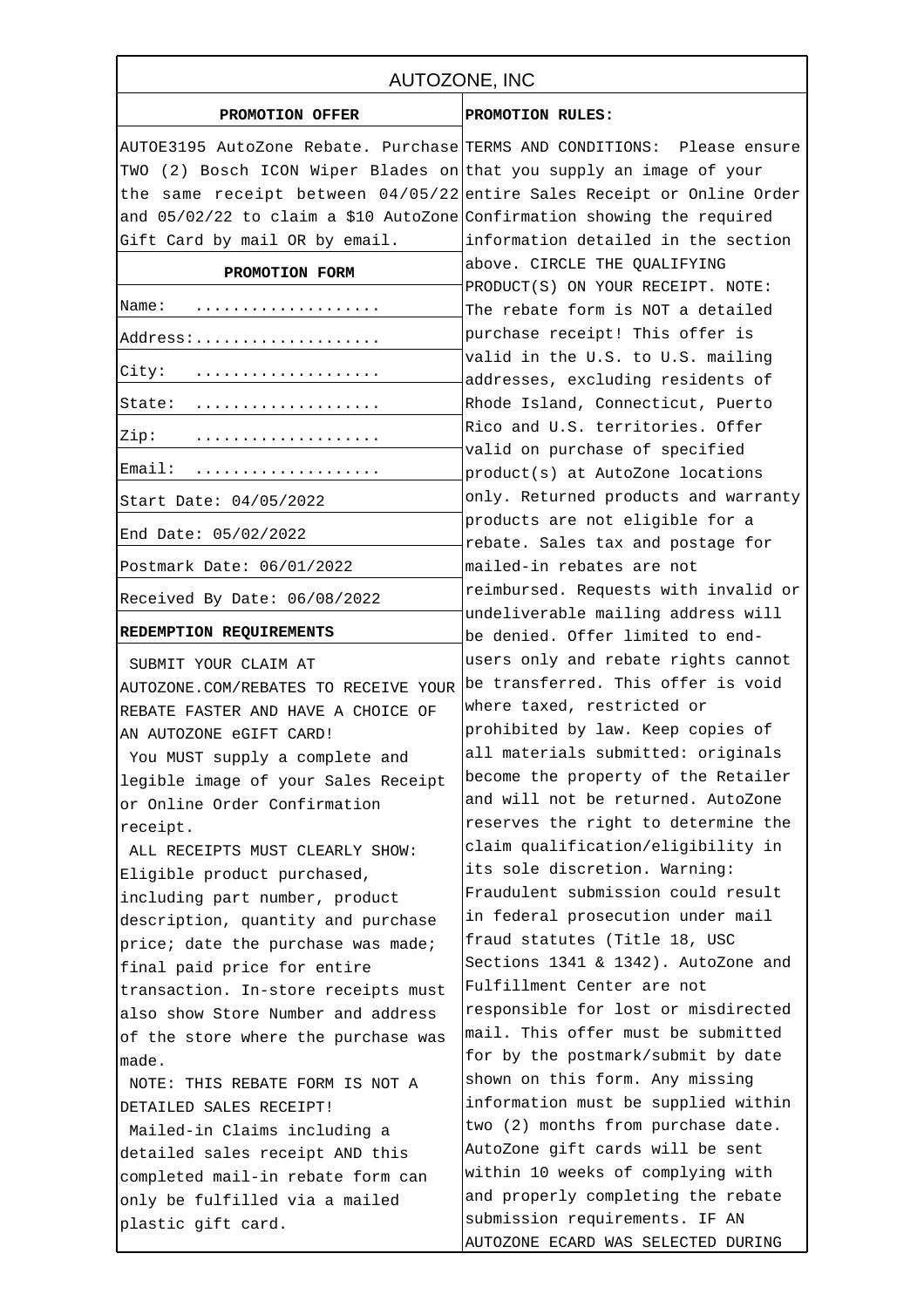# AUTOZONE, INC

## PROMOTION OFFER

AUTOE3195 AutoZone Rebate. Purchase TWO (2) Bosch ICON Wiper Blades on the same receipt between 04/05/22 and 05/02/22 to claim a $10 AutoZone Gift Card by mail OR by email.

## PROMOTION FORM

| |
|---|
| Name: .................... |
| Address:.................... |
| City: .................... |
| State: .................... |
| Zip: .................... |
| Email: .................... |
| Start Date: 04/05/2022 |
| End Date: 05/02/2022 |
| Postmark Date: 06/01/2022 |
| Received By Date: 06/08/2022 |

**REDEMPTION REQUIREMENTS**

SUBMIT YOUR CLAIM AT AUTOZONE.COM/REBATES TO RECEIVE YOUR REBATE FASTER AND HAVE A CHOICE OF AN AUTOZONE eGIFT CARD!

You MUST supply a complete and legible image of your Sales Receipt or Online Order Confirmation receipt.

ALL RECEIPTS MUST CLEARLY SHOW: Eligible product purchased, including part number, product description, quantity and purchase price; date the purchase was made; final paid price for entire transaction. In-store receipts must also show Store Number and address of the store where the purchase was made.

NOTE: THIS REBATE FORM IS NOT A DETAILED SALES RECEIPT!

Mailed-in Claims including a detailed sales receipt AND this completed mail-in rebate form can only be fulfilled via a mailed plastic gift card.

## PROMOTION RULES:

TERMS AND CONDITIONS: Please ensure that you supply an image of your entire Sales Receipt or Online Order Confirmation showing the required information detailed in the section above. CIRCLE THE QUALIFYING PRODUCT(S) ON YOUR RECEIPT. NOTE: The rebate form is NOT a detailed purchase receipt! This offer is valid in the U.S. to U.S. mailing addresses, excluding residents of Rhode Island, Connecticut, Puerto Rico and U.S. territories. Offer valid on purchase of specified product(s) at AutoZone locations only. Returned products and warranty products are not eligible for a rebate. Sales tax and postage for mailed-in rebates are not reimbursed. Requests with invalid or undeliverable mailing address will be denied. Offer limited to end-users only and rebate rights cannot be transferred. This offer is void where taxed, restricted or prohibited by law. Keep copies of all materials submitted: originals become the property of the Retailer and will not be returned. AutoZone reserves the right to determine the claim qualification/eligibility in its sole discretion. Warning: Fraudulent submission could result in federal prosecution under mail fraud statutes (Title 18, USC Sections 1341 & 1342). AutoZone and Fulfillment Center are not responsible for lost or misdirected mail. This offer must be submitted for by the postmark/submit by date shown on this form. Any missing information must be supplied within two (2) months from purchase date. AutoZone gift cards will be sent within 10 weeks of complying with and properly completing the rebate submission requirements. IF AN AUTOZONE ECARD WAS SELECTED DURING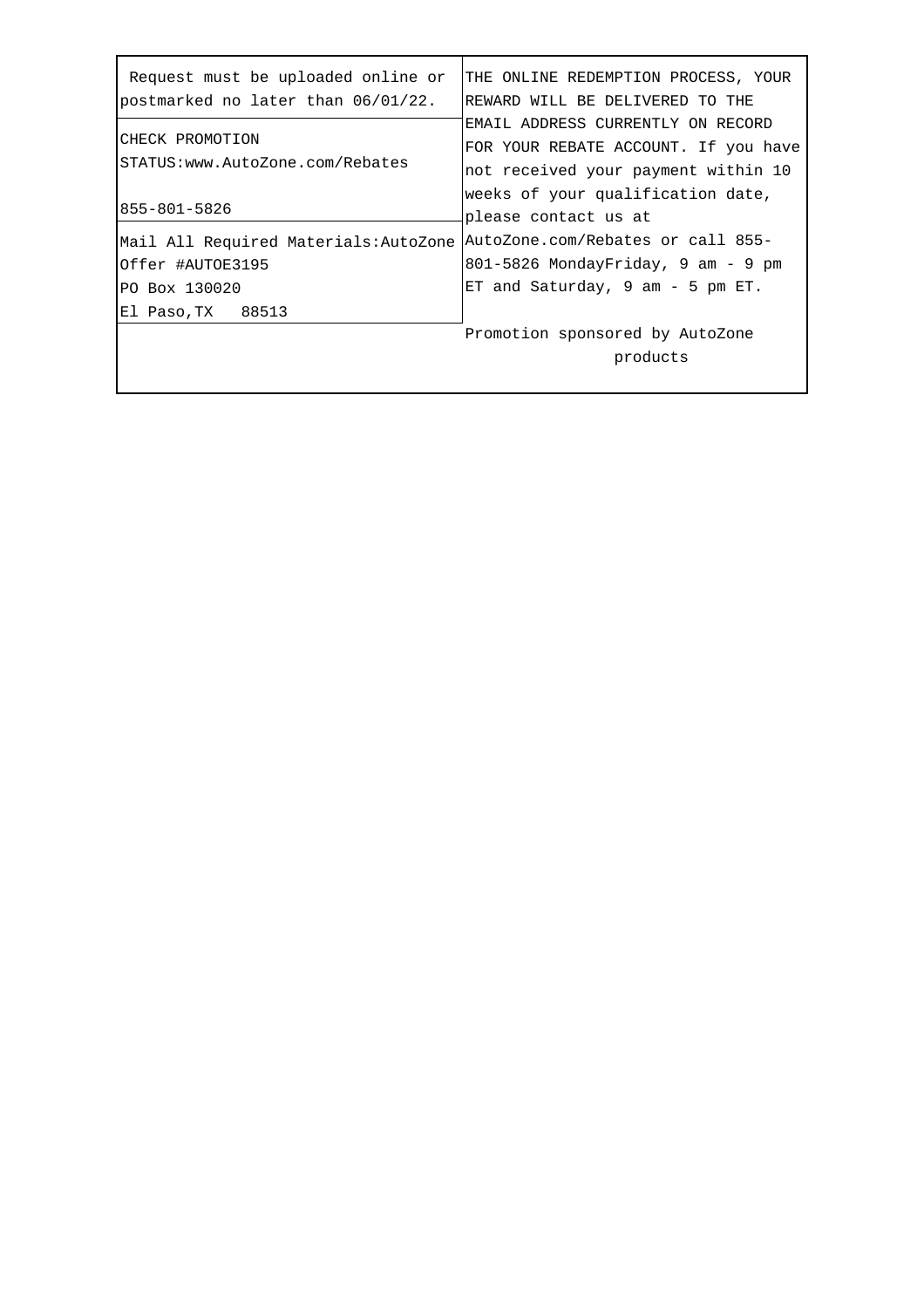Request must be uploaded online or postmarked no later than 06/01/22.

CHECK PROMOTION STATUS:www.AutoZone.com/Rebates

855-801-5826

Mail All Required Materials:AutoZone Offer #AUTOE3195
PO Box 130020
El Paso,TX 88513

THE ONLINE REDEMPTION PROCESS, YOUR REWARD WILL BE DELIVERED TO THE EMAIL ADDRESS CURRENTLY ON RECORD FOR YOUR REBATE ACCOUNT. If you have not received your payment within 10 weeks of your qualification date, please contact us at AutoZone.com/Rebates or call 855-801-5826 MondayFriday, 9 am - 9 pm ET and Saturday, 9 am - 5 pm ET.

Promotion sponsored by AutoZone products